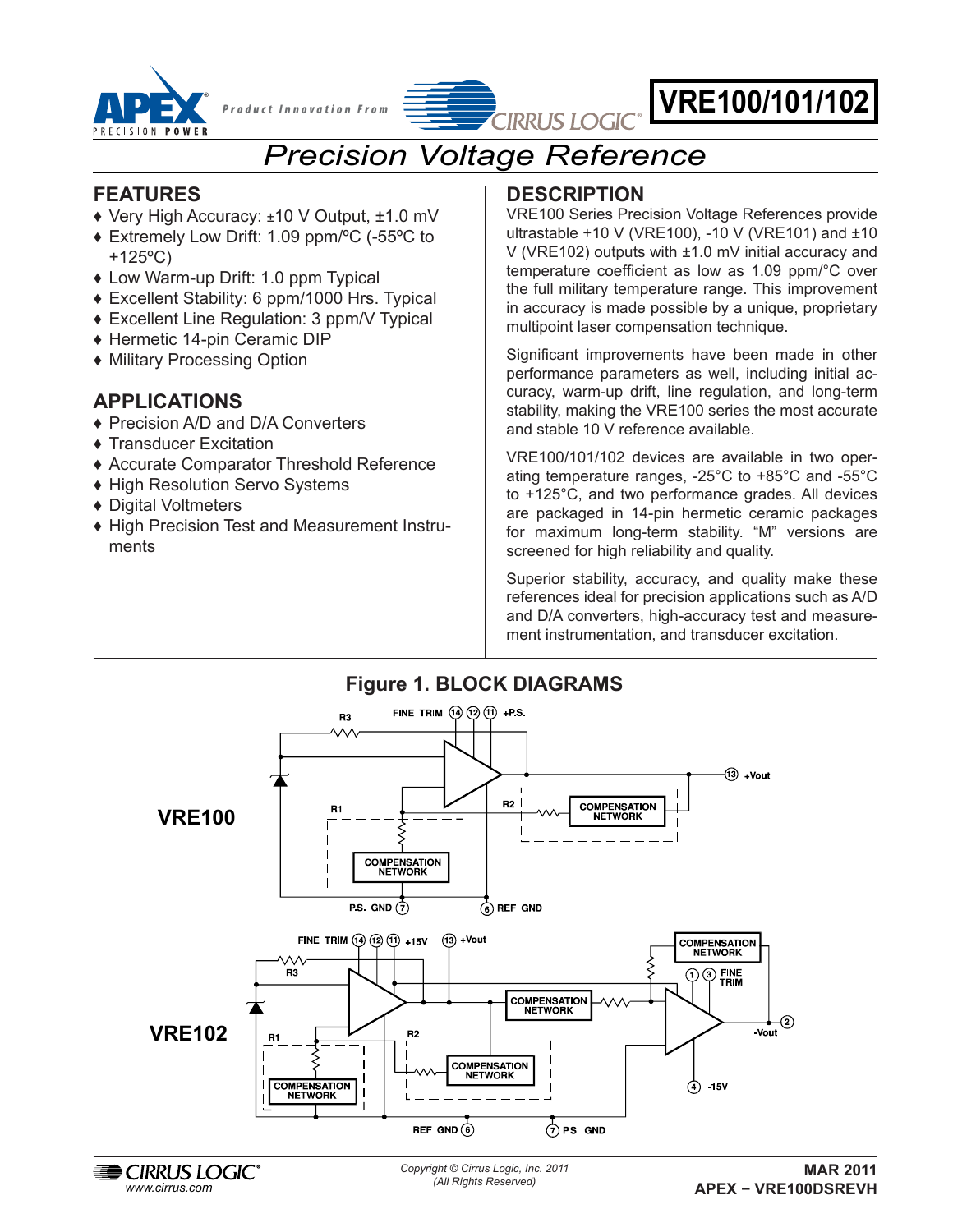# VRE100/101/102

## Precision Voltage Reference

## FEATURES

- Very High Accuracy: ±10 V Output, ±1.0 mV
- Extremely Low Drift: 1.09 ppm/ºC (-55ºC to +125ºC)
- Low Warm-up Drift: 1.0 ppm Typical
- Excellent Stability: 6 ppm/1000 Hrs. Typical
- Excellent Line Regulation: 3 ppm/V Typical
- Hermetic 14-pin Ceramic DIP
- Military Processing Option

## APPLICATIONS

- Precision A/D and D/A Converters
- Transducer Excitation
- Accurate Comparator Threshold Reference
- High Resolution Servo Systems
- Digital Voltmeters
- High Precision Test and Measurement Instruments

## DESCRIPTION

VRE100 Series Precision Voltage References provide ultrastable +10 V (VRE100), -10 V (VRE101) and ±10 V (VRE102) outputs with ±1.0 mV initial accuracy and temperature coefficient as low as 1.09 ppm/°C over the full military temperature range. This improvement in accuracy is made possible by a unique, proprietary multipoint laser compensation technique.

Significant improvements have been made in other performance parameters as well, including initial accuracy, warm-up drift, line regulation, and long-term stability, making the VRE100 series the most accurate and stable 10 V reference available.

VRE100/101/102 devices are available in two operating temperature ranges, -25°C to +85°C and -55°C to +125°C, and two performance grades. All devices are packaged in 14-pin hermetic ceramic packages for maximum long-term stability. "M" versions are screened for high reliability and quality.

Superior stability, accuracy, and quality make these references ideal for precision applications such as A/D and D/A converters, high-accuracy test and measurement instrumentation, and transducer excitation.

**Figure 1. BLOCK DIAGRAMS**

**VRE100**

**VRE102**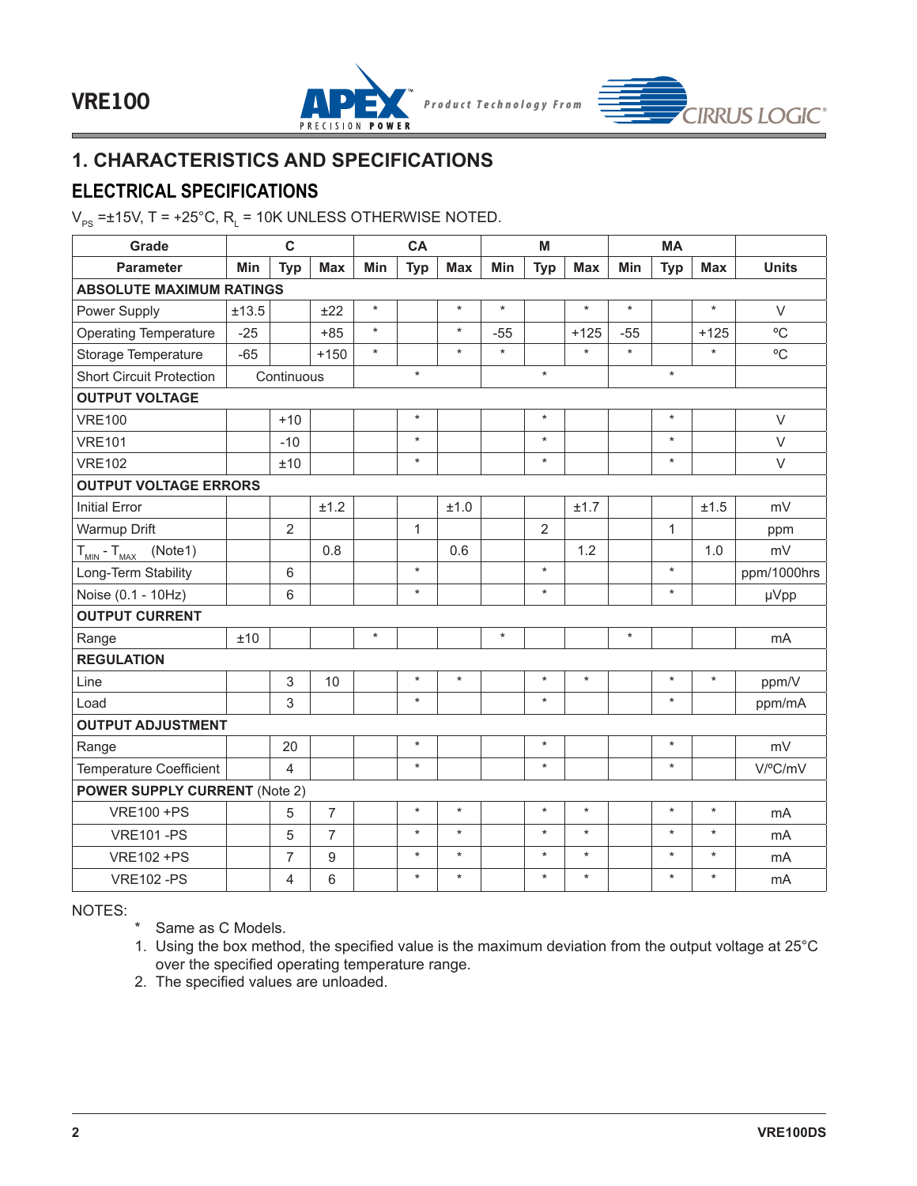# 1. CHARACTERISTICS AND SPECIFICATIONS

## ELECTRICAL SPECIFICATIONS

$V_{PS}$ =±15V, T = +25°C, $R_L$ = 10K UNLESS OTHERWISE NOTED.

| Grade | C | | | CA | | | M | | | MA | | | |
|---|---|---|---|---|---|---|---|---|---|---|---|---|---|
| **Parameter** | **Min** | **Typ** | **Max** | **Min** | **Typ** | **Max** | **Min** | **Typ** | **Max** | **Min** | **Typ** | **Max** | **Units** |
| **ABSOLUTE MAXIMUM RATINGS** | | | | | | | | | | | | | |
| Power Supply | ±13.5 | | ±22 | * | | * | * | | * | * | | * | V |
| Operating Temperature | -25 | | +85 | * | | * | -55 | | +125 | -55 | | +125 | °C |
| Storage Temperature | -65 | | +150 | * | | * | * | | * | * | | * | °C |
| Short Circuit Protection | | Continuous | | | * | | | * | | | * | | |
| **OUTPUT VOLTAGE** | | | | | | | | | | | | | |
| VRE100 | | +10 | | | * | | | * | | | * | | V |
| VRE101 | | -10 | | | * | | | * | | | * | | V |
| VRE102 | | ±10 | | | * | | | * | | | * | | V |
| **OUTPUT VOLTAGE ERRORS** | | | | | | | | | | | | | |
| Initial Error | | | ±1.2 | | | ±1.0 | | | ±1.7 | | | ±1.5 | mV |
| Warmup Drift | | 2 | | | 1 | | | 2 | | | 1 | | ppm |
| $T_{MIN}$ - $T_{MAX}$ (Note1) | | | 0.8 | | | 0.6 | | | 1.2 | | | 1.0 | mV |
| Long-Term Stability | | 6 | | | * | | | * | | | * | | ppm/1000hrs |
| Noise (0.1 - 10Hz) | | 6 | | | * | | | * | | | * | | μVpp |
| **OUTPUT CURRENT** | | | | | | | | | | | | | |
| Range | ±10 | | | * | | | * | | | * | | | mA |
| **REGULATION** | | | | | | | | | | | | | |
| Line | | 3 | 10 | | * | * | | * | * | | * | * | ppm/V |
| Load | | 3 | | | * | | | * | | | * | | ppm/mA |
| **OUTPUT ADJUSTMENT** | | | | | | | | | | | | | |
| Range | | 20 | | | * | | | * | | | * | | mV |
| Temperature Coefficient | | 4 | | | * | | | * | | | * | | V/°C/mV |
| **POWER SUPPLY CURRENT** (Note 2) | | | | | | | | | | | | | |
| VRE100 +PS | | 5 | 7 | | * | * | | * | * | | * | * | mA |
| VRE101 -PS | | 5 | 7 | | * | * | | * | * | | * | * | mA |
| VRE102 +PS | | 7 | 9 | | * | * | | * | * | | * | * | mA |
| VRE102 -PS | | 4 | 6 | | * | * | | * | * | | * | * | mA |

NOTES:

- \* Same as C Models.
1. Using the box method, the specified value is the maximum deviation from the output voltage at 25°C over the specified operating temperature range.
2. The specified values are unloaded.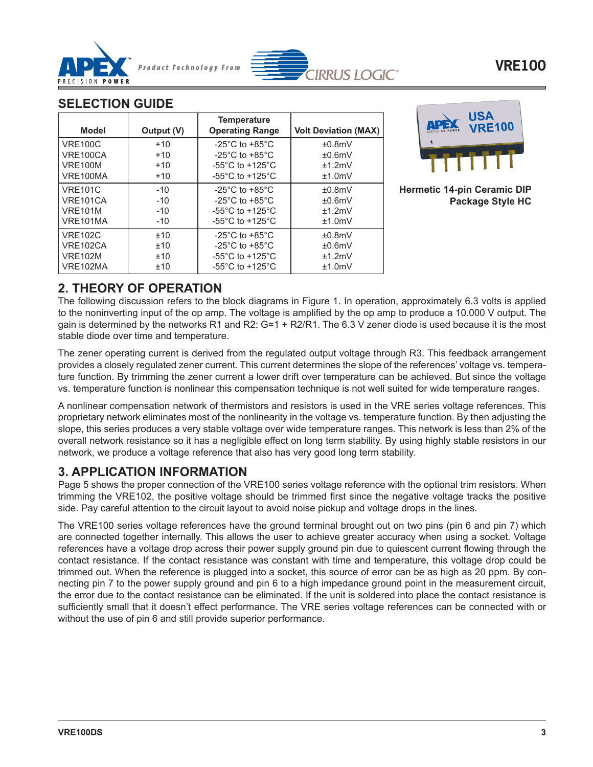## SELECTION GUIDE

| Model | Output (V) | Temperature Operating Range | Volt Deviation (MAX) |
|---|---|---|---|
| VRE100C | +10 | -25°C to +85°C | ±0.8mV |
| VRE100CA | +10 | -25°C to +85°C | ±0.6mV |
| VRE100M | +10 | -55°C to +125°C | ±1.2mV |
| VRE100MA | +10 | -55°C to +125°C | ±1.0mV |
| VRE101C | -10 | -25°C to +85°C | ±0.8mV |
| VRE101CA | -10 | -25°C to +85°C | ±0.6mV |
| VRE101M | -10 | -55°C to +125°C | ±1.2mV |
| VRE101MA | -10 | -55°C to +125°C | ±1.0mV |
| VRE102C | ±10 | -25°C to +85°C | ±0.8mV |
| VRE102CA | ±10 | -25°C to +85°C | ±0.6mV |
| VRE102M | ±10 | -55°C to +125°C | ±1.2mV |
| VRE102MA | ±10 | -55°C to +125°C | ±1.0mV |

**Hermetic 14-pin Ceramic DIP Package Style HC**

## 2. THEORY OF OPERATION

The following discussion refers to the block diagrams in Figure 1. In operation, approximately 6.3 volts is applied to the noninverting input of the op amp. The voltage is amplified by the op amp to produce a 10.000 V output. The gain is determined by the networks R1 and R2: G=1 + R2/R1. The 6.3 V zener diode is used because it is the most stable diode over time and temperature.

The zener operating current is derived from the regulated output voltage through R3. This feedback arrangement provides a closely regulated zener current. This current determines the slope of the references' voltage vs. temperature function. By trimming the zener current a lower drift over temperature can be achieved. But since the voltage vs. temperature function is nonlinear this compensation technique is not well suited for wide temperature ranges.

A nonlinear compensation network of thermistors and resistors is used in the VRE series voltage references. This proprietary network eliminates most of the nonlinearity in the voltage vs. temperature function. By then adjusting the slope, this series produces a very stable voltage over wide temperature ranges. This network is less than 2% of the overall network resistance so it has a negligible effect on long term stability. By using highly stable resistors in our network, we produce a voltage reference that also has very good long term stability.

## 3. APPLICATION INFORMATION

Page 5 shows the proper connection of the VRE100 series voltage reference with the optional trim resistors. When trimming the VRE102, the positive voltage should be trimmed first since the negative voltage tracks the positive side. Pay careful attention to the circuit layout to avoid noise pickup and voltage drops in the lines.

The VRE100 series voltage references have the ground terminal brought out on two pins (pin 6 and pin 7) which are connected together internally. This allows the user to achieve greater accuracy when using a socket. Voltage references have a voltage drop across their power supply ground pin due to quiescent current flowing through the contact resistance. If the contact resistance was constant with time and temperature, this voltage drop could be trimmed out. When the reference is plugged into a socket, this source of error can be as high as 20 ppm. By connecting pin 7 to the power supply ground and pin 6 to a high impedance ground point in the measurement circuit, the error due to the contact resistance can be eliminated. If the unit is soldered into place the contact resistance is sufficiently small that it doesn't effect performance. The VRE series voltage references can be connected with or without the use of pin 6 and still provide superior performance.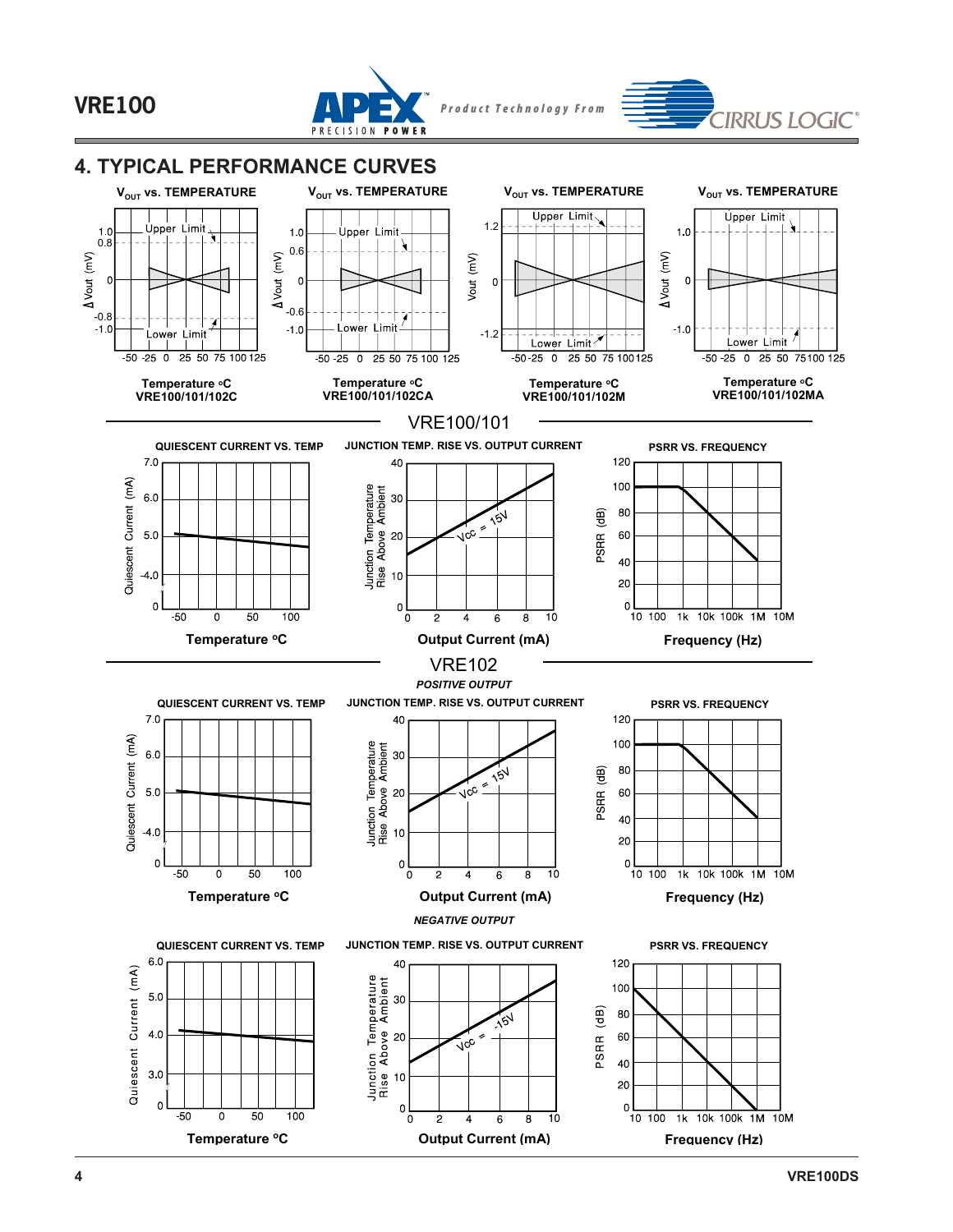## 4. TYPICAL PERFORMANCE CURVES

**$V_{OUT}$ vs. TEMPERATURE**

Temperature °C
VRE100/101/102C

**$V_{OUT}$ vs. TEMPERATURE**

Temperature °C
VRE100/101/102CA

**$V_{OUT}$ vs. TEMPERATURE**

Temperature °C
VRE100/101/102M

**$V_{OUT}$ vs. TEMPERATURE**

Temperature °C
VRE100/101/102MA

### VRE100/101

**QUIESCENT CURRENT VS. TEMP**

**JUNCTION TEMP. RISE VS. OUTPUT CURRENT**

**PSRR VS. FREQUENCY**

### VRE102

***POSITIVE OUTPUT***

**QUIESCENT CURRENT VS. TEMP**

**JUNCTION TEMP. RISE VS. OUTPUT CURRENT**

**PSRR VS. FREQUENCY**

***NEGATIVE OUTPUT***

**QUIESCENT CURRENT VS. TEMP**

**JUNCTION TEMP. RISE VS. OUTPUT CURRENT**

**PSRR VS. FREQUENCY**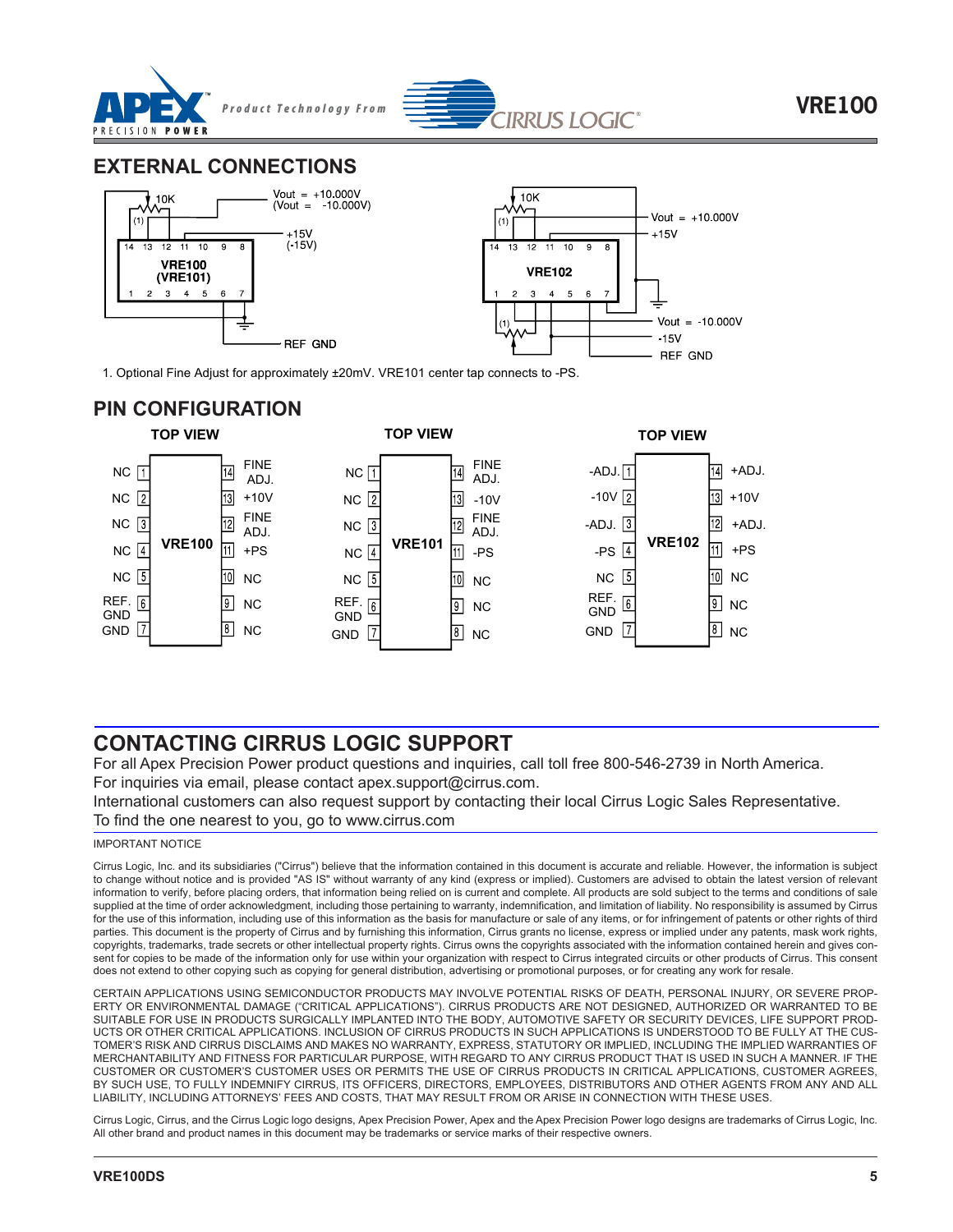## EXTERNAL CONNECTIONS

10K

(1)

Vout = +10.000V
(Vout = -10.000V)

+15V
(-15V)

14 13 12 11 10 9 8

VRE100
(VRE101)

1 2 3 4 5 6 7

REF GND

10K

(1)

Vout = +10.000V

+15V

14 13 12 11 10 9 8

VRE102

1 2 3 4 5 6 7

(1)

Vout = -10.000V

-15V

REF GND

1. Optional Fine Adjust for approximately ±20mV. VRE101 center tap connects to -PS.

## PIN CONFIGURATION

**TOP VIEW**

**VRE100**

| Pin | Function | Pin | Function |
|---|---|---|---|
| 1 | NC | 14 | FINE ADJ. |
| 2 | NC | 13 | +10V |
| 3 | NC | 12 | FINE ADJ. |
| 4 | NC | 11 | +PS |
| 5 | NC | 10 | NC |
| 6 | REF. GND | 9 | NC |
| 7 | GND | 8 | NC |

**TOP VIEW**

**VRE101**

| Pin | Function | Pin | Function |
|---|---|---|---|
| 1 | NC | 14 | FINE ADJ. |
| 2 | NC | 13 | -10V |
| 3 | NC | 12 | FINE ADJ. |
| 4 | NC | 11 | -PS |
| 5 | NC | 10 | NC |
| 6 | REF. GND | 9 | NC |
| 7 | GND | 8 | NC |

**TOP VIEW**

**VRE102**

| Pin | Function | Pin | Function |
|---|---|---|---|
| 1 | -ADJ. | 14 | +ADJ. |
| 2 | -10V | 13 | +10V |
| 3 | -ADJ. | 12 | +ADJ. |
| 4 | -PS | 11 | +PS |
| 5 | NC | 10 | NC |
| 6 | REF. GND | 9 | NC |
| 7 | GND | 8 | NC |

## CONTACTING CIRRUS LOGIC SUPPORT

For all Apex Precision Power product questions and inquiries, call toll free 800-546-2739 in North America.
For inquiries via email, please contact apex.support@cirrus.com.
International customers can also request support by contacting their local Cirrus Logic Sales Representative.
To find the one nearest to you, go to www.cirrus.com

IMPORTANT NOTICE

Cirrus Logic, Inc. and its subsidiaries ("Cirrus") believe that the information contained in this document is accurate and reliable. However, the information is subject to change without notice and is provided "AS IS" without warranty of any kind (express or implied). Customers are advised to obtain the latest version of relevant information to verify, before placing orders, that information being relied on is current and complete. All products are sold subject to the terms and conditions of sale supplied at the time of order acknowledgment, including those pertaining to warranty, indemnification, and limitation of liability. No responsibility is assumed by Cirrus for the use of this information, including use of this information as the basis for manufacture or sale of any items, or for infringement of patents or other rights of third parties. This document is the property of Cirrus and by furnishing this information, Cirrus grants no license, express or implied under any patents, mask work rights, copyrights, trademarks, trade secrets or other intellectual property rights. Cirrus owns the copyrights associated with the information contained herein and gives consent for copies to be made of the information only for use within your organization with respect to Cirrus integrated circuits or other products of Cirrus. This consent does not extend to other copying such as copying for general distribution, advertising or promotional purposes, or for creating any work for resale.

CERTAIN APPLICATIONS USING SEMICONDUCTOR PRODUCTS MAY INVOLVE POTENTIAL RISKS OF DEATH, PERSONAL INJURY, OR SEVERE PROPERTY OR ENVIRONMENTAL DAMAGE ("CRITICAL APPLICATIONS"). CIRRUS PRODUCTS ARE NOT DESIGNED, AUTHORIZED OR WARRANTED TO BE SUITABLE FOR USE IN PRODUCTS SURGICALLY IMPLANTED INTO THE BODY, AUTOMOTIVE SAFETY OR SECURITY DEVICES, LIFE SUPPORT PRODUCTS OR OTHER CRITICAL APPLICATIONS. INCLUSION OF CIRRUS PRODUCTS IN SUCH APPLICATIONS IS UNDERSTOOD TO BE FULLY AT THE CUSTOMER'S RISK AND CIRRUS DISCLAIMS AND MAKES NO WARRANTY, EXPRESS, STATUTORY OR IMPLIED, INCLUDING THE IMPLIED WARRANTIES OF MERCHANTABILITY AND FITNESS FOR PARTICULAR PURPOSE, WITH REGARD TO ANY CIRRUS PRODUCT THAT IS USED IN SUCH A MANNER. IF THE CUSTOMER OR CUSTOMER'S CUSTOMER USES OR PERMITS THE USE OF CIRRUS PRODUCTS IN CRITICAL APPLICATIONS, CUSTOMER AGREES, BY SUCH USE, TO FULLY INDEMNIFY CIRRUS, ITS OFFICERS, DIRECTORS, EMPLOYEES, DISTRIBUTORS AND OTHER AGENTS FROM ANY AND ALL LIABILITY, INCLUDING ATTORNEYS' FEES AND COSTS, THAT MAY RESULT FROM OR ARISE IN CONNECTION WITH THESE USES.

Cirrus Logic, Cirrus, and the Cirrus Logic logo designs, Apex Precision Power, Apex and the Apex Precision Power logo designs are trademarks of Cirrus Logic, Inc. All other brand and product names in this document may be trademarks or service marks of their respective owners.